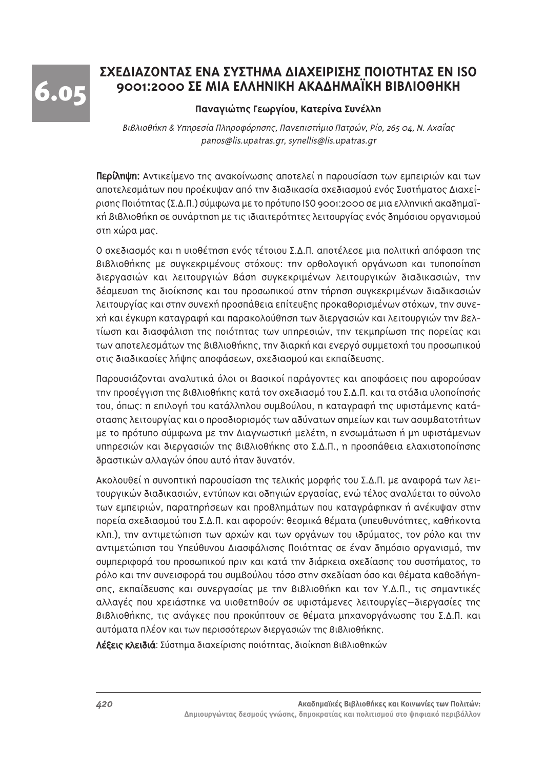# 6.05 ΣΧΕΔΙΑΖΟΝΤΑΣ ΕΝΑ ΣΥΣΤΗΜΑ ΔΙΑΧΕΙΡΙΣΗΣ ΠΟΙΟΤΗΤΑΣ ΕΝ ISO 9001:2000 ΣΕ ΜΙΑ ΕΛΛΗΝΙΚΗ ΑΚΑΔΗΜΑΪΚΗ ΒΙΒΛΙΟΘΗΚΗ

**Παναγιώτης Γεωργίου, Κατερίνα Συνέλλη**

*Βιβλιοθήκη & Υπηρεσία Πληροφόρησης, Πανεπιστήμιο Πατρών, Ρίο, 265 04, Ν. Αχαΐας*
*panos@lis.upatras.gr, synellis@lis.upatras.gr*

**Περίληψη:** Αντικείμενο της ανακοίνωσης αποτελεί η παρουσίαση των εμπειριών και των αποτελεσμάτων που προέκυψαν από την διαδικασία σχεδιασμού ενός Συστήματος Διαχείρισης Ποιότητας (Σ.Δ.Π.) σύμφωνα με το πρότυπο ISO 9001:2000 σε μια ελληνική ακαδημαϊκή βιβλιοθήκη σε συνάρτηση με τις ιδιαιτερότητες λειτουργίας ενός δημόσιου οργανισμού στη χώρα μας.

Ο σχεδιασμός και η υιοθέτηση ενός τέτοιου Σ.Δ.Π. αποτέλεσε μια πολιτική απόφαση της βιβλιοθήκης με συγκεκριμένους στόχους: την ορθολογική οργάνωση και τυποποίηση διεργασιών και λειτουργιών βάση συγκεκριμένων λειτουργικών διαδικασιών, την δέσμευση της διοίκησης και του προσωπικού στην τήρηση συγκεκριμένων διαδικασιών λειτουργίας και στην συνεχή προσπάθεια επίτευξης προκαθορισμένων στόχων, την συνεχή και έγκυρη καταγραφή και παρακολούθηση των διεργασιών και λειτουργιών την βελτίωση και διασφάλιση της ποιότητας των υπηρεσιών, την τεκμηρίωση της πορείας και των αποτελεσμάτων της βιβλιοθήκης, την διαρκή και ενεργό συμμετοχή του προσωπικού στις διαδικασίες λήψης αποφάσεων, σχεδιασμού και εκπαίδευσης.

Παρουσιάζονται αναλυτικά όλοι οι βασικοί παράγοντες και αποφάσεις που αφορούσαν την προσέγγιση της βιβλιοθήκης κατά τον σχεδιασμό του Σ.Δ.Π. και τα στάδια υλοποίησής του, όπως: η επιλογή του κατάλληλου συμβούλου, η καταγραφή της υφιστάμενης κατάστασης λειτουργίας και ο προσδιορισμός των αδύνατων σημείων και των ασυμβατοτήτων με το πρότυπο σύμφωνα με την Διαγνωστική μελέτη, η ενσωμάτωση ή μη υφιστάμενων υπηρεσιών και διεργασιών της βιβλιοθήκης στο Σ.Δ.Π., η προσπάθεια ελαχιστοποίησης δραστικών αλλαγών όπου αυτό ήταν δυνατόν.

Ακολουθεί η συνοπτική παρουσίαση της τελικής μορφής του Σ.Δ.Π. με αναφορά των λειτουργικών διαδικασιών, εντύπων και οδηγιών εργασίας, ενώ τέλος αναλύεται το σύνολο των εμπειριών, παρατηρήσεων και προβλημάτων που καταγράφηκαν ή ανέκυψαν στην πορεία σχεδιασμού του Σ.Δ.Π. και αφορούν: θεσμικά θέματα (υπευθυνότητες, καθήκοντα κλπ.), την αντιμετώπιση των αρχών και των οργάνων του ιδρύματος, τον ρόλο και την αντιμετώπιση του Υπεύθυνου Διασφάλισης Ποιότητας σε έναν δημόσιο οργανισμό, την συμπεριφορά του προσωπικού πριν και κατά την διάρκεια σχεδίασης του συστήματος, το ρόλο και την συνεισφορά του συμβούλου τόσο στην σχεδίαση όσο και θέματα καθοδήγησης, εκπαίδευσης και συνεργασίας με την βιβλιοθήκη και τον Υ.Δ.Π., τις σημαντικές αλλαγές που χρειάστηκε να υιοθετηθούν σε υφιστάμενες λειτουργίες—διεργασίες της βιβλιοθήκης, τις ανάγκες που προκύπτουν σε θέματα μηχανοργάνωσης του Σ.Δ.Π. και αυτόματα πλέον και των περισσότερων διεργασιών της βιβλιοθήκης.

**Λέξεις κλειδιά**: Σύστημα διαχείρισης ποιότητας, διοίκηση βιβλιοθηκών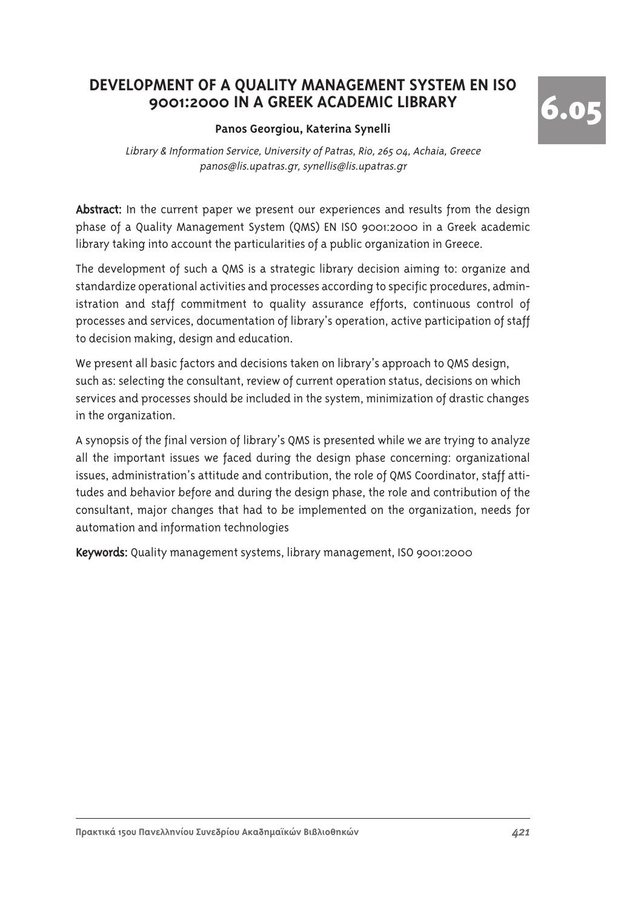# DEVELOPMENT OF A QUALITY MANAGEMENT SYSTEM EN ISO 9001:2000 IN A GREEK ACADEMIC LIBRARY

6.05

**Panos Georgiou, Katerina Synelli**

*Library & Information Service, University of Patras, Rio, 265 04, Achaia, Greece*
*panos@lis.upatras.gr, synellis@lis.upatras.gr*

**Abstract:** In the current paper we present our experiences and results from the design phase of a Quality Management System (QMS) EN ISO 9001:2000 in a Greek academic library taking into account the particularities of a public organization in Greece.

The development of such a QMS is a strategic library decision aiming to: organize and standardize operational activities and processes according to specific procedures, administration and staff commitment to quality assurance efforts, continuous control of processes and services, documentation of library's operation, active participation of staff to decision making, design and education.

We present all basic factors and decisions taken on library's approach to QMS design, such as: selecting the consultant, review of current operation status, decisions on which services and processes should be included in the system, minimization of drastic changes in the organization.

A synopsis of the final version of library's QMS is presented while we are trying to analyze all the important issues we faced during the design phase concerning: organizational issues, administration's attitude and contribution, the role of QMS Coordinator, staff attitudes and behavior before and during the design phase, the role and contribution of the consultant, major changes that had to be implemented on the organization, needs for automation and information technologies

**Keywords:** Quality management systems, library management, ISO 9001:2000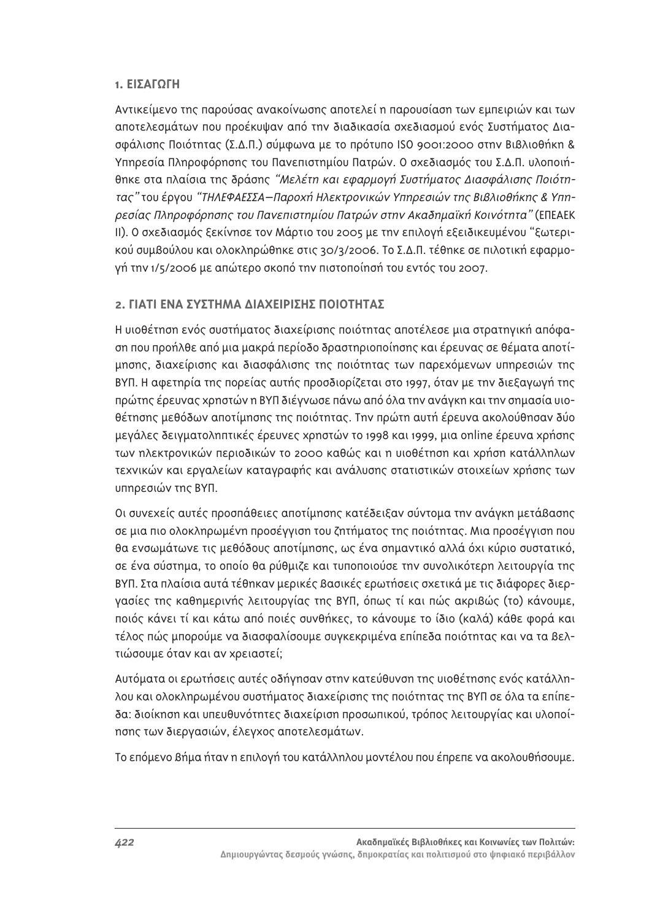## 1. ΕΙΣΑΓΩΓΗ

Αντικείμενο της παρούσας ανακοίνωσης αποτελεί η παρουσίαση των εμπειριών και των αποτελεσμάτων που προέκυψαν από την διαδικασία σχεδιασμού ενός Συστήματος Διασφάλισης Ποιότητας (Σ.Δ.Π.) σύμφωνα με το πρότυπο ISO 9001:2000 στην Βιβλιοθήκη & Υπηρεσία Πληροφόρησης του Πανεπιστημίου Πατρών. Ο σχεδιασμός του Σ.Δ.Π. υλοποιήθηκε στα πλαίσια της δράσης *"Μελέτη και εφαρμογή Συστήματος Διασφάλισης Ποιότητας"* του έργου *"ΤΗΛΕΦΑΕΣΣΑ—Παροχή Ηλεκτρονικών Υπηρεσιών της Βιβλιοθήκης & Υπηρεσίας Πληροφόρησης του Πανεπιστημίου Πατρών στην Ακαδημαϊκή Κοινότητα"* (ΕΠΕΑΕΚ ΙΙ). Ο σχεδιασμός ξεκίνησε τον Μάρτιο του 2005 με την επιλογή εξειδικευμένου "ξωτερικού συμβούλου και ολοκληρώθηκε στις 30/3/2006. Το Σ.Δ.Π. τέθηκε σε πιλοτική εφαρμογή την 1/5/2006 με απώτερο σκοπό την πιστοποίησή του εντός του 2007.

## 2. ΓΙΑΤΙ ΕΝΑ ΣΥΣΤΗΜΑ ΔΙΑΧΕΙΡΙΣΗΣ ΠΟΙΟΤΗΤΑΣ

Η υιοθέτηση ενός συστήματος διαχείρισης ποιότητας αποτέλεσε μια στρατηγική απόφαση που προήλθε από μια μακρά περίοδο δραστηριοποίησης και έρευνας σε θέματα αποτίμησης, διαχείρισης και διασφάλισης της ποιότητας των παρεχόμενων υπηρεσιών της ΒΥΠ. Η αφετηρία της πορείας αυτής προσδιορίζεται στο 1997, όταν με την διεξαγωγή της πρώτης έρευνας χρηστών η ΒΥΠ διέγνωσε πάνω από όλα την ανάγκη και την σημασία υιοθέτησης μεθόδων αποτίμησης της ποιότητας. Την πρώτη αυτή έρευνα ακολούθησαν δύο μεγάλες δειγματοληπτικές έρευνες χρηστών το 1998 και 1999, μια online έρευνα χρήσης των ηλεκτρονικών περιοδικών το 2000 καθώς και η υιοθέτηση και χρήση κατάλληλων τεχνικών και εργαλείων καταγραφής και ανάλυσης στατιστικών στοιχείων χρήσης των υπηρεσιών της ΒΥΠ.

Οι συνεχείς αυτές προσπάθειες αποτίμησης κατέδειξαν σύντομα την ανάγκη μετάβασης σε μια πιο ολοκληρωμένη προσέγγιση του ζητήματος της ποιότητας. Μια προσέγγιση που θα ενσωμάτωνε τις μεθόδους αποτίμησης, ως ένα σημαντικό αλλά όχι κύριο συστατικό, σε ένα σύστημα, το οποίο θα ρύθμιζε και τυποποιούσε την συνολικότερη λειτουργία της ΒΥΠ. Στα πλαίσια αυτά τέθηκαν μερικές βασικές ερωτήσεις σχετικά με τις διάφορες διεργασίες της καθημερινής λειτουργίας της ΒΥΠ, όπως τί και πώς ακριβώς (το) κάνουμε, ποιός κάνει τί και κάτω από ποιές συνθήκες, το κάνουμε το ίδιο (καλά) κάθε φορά και τέλος πώς μπορούμε να διασφαλίσουμε συγκεκριμένα επίπεδα ποιότητας και να τα βελτιώσουμε όταν και αν χρειαστεί;

Αυτόματα οι ερωτήσεις αυτές οδήγησαν στην κατεύθυνση της υιοθέτησης ενός κατάλληλου και ολοκληρωμένου συστήματος διαχείρισης της ποιότητας της ΒΥΠ σε όλα τα επίπεδα: διοίκηση και υπευθυνότητες διαχείριση προσωπικού, τρόπος λειτουργίας και υλοποίησης των διεργασιών, έλεγχος αποτελεσμάτων.

Το επόμενο βήμα ήταν η επιλογή του κατάλληλου μοντέλου που έπρεπε να ακολουθήσουμε.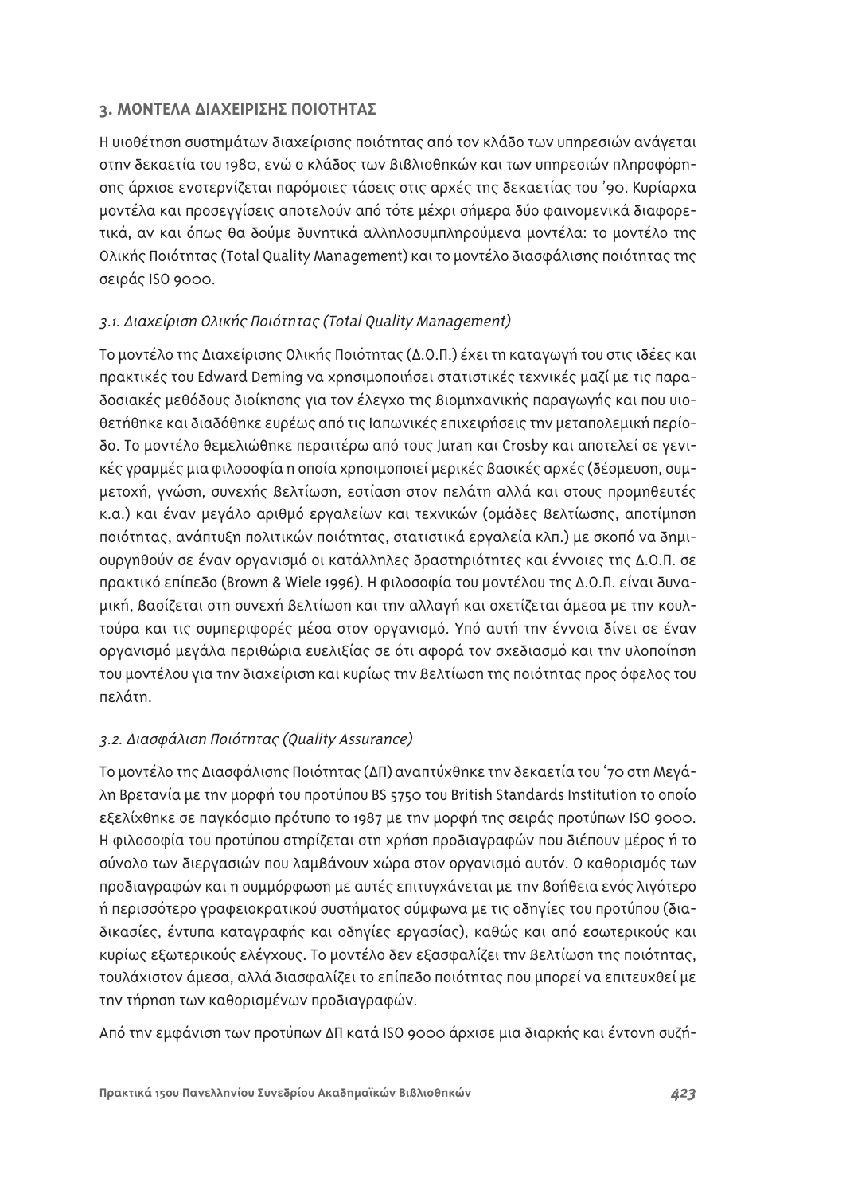## 3. ΜΟΝΤΕΛΑ ΔΙΑΧΕΙΡΙΣΗΣ ΠΟΙΟΤΗΤΑΣ

Η υιοθέτηση συστημάτων διαχείρισης ποιότητας από τον κλάδο των υπηρεσιών ανάγεται στην δεκαετία του 1980, ενώ ο κλάδος των βιβλιοθηκών και των υπηρεσιών πληροφόρησης άρχισε ενστερνίζεται παρόμοιες τάσεις στις αρχές της δεκαετίας του '90. Κυρίαρχα μοντέλα και προσεγγίσεις αποτελούν από τότε μέχρι σήμερα δύο φαινομενικά διαφορετικά, αν και όπως θα δούμε δυνητικά αλληλοσυμπληρούμενα μοντέλα: το μοντέλο της Ολικής Ποιότητας (Total Quality Management) και το μοντέλο διασφάλισης ποιότητας της σειράς ISO 9000.

### *3.1. Διαχείριση Ολικής Ποιότητας (Total Quality Management)*

Το μοντέλο της Διαχείρισης Ολικής Ποιότητας (Δ.Ο.Π.) έχει τη καταγωγή του στις ιδέες και πρακτικές του Edward Deming να χρησιμοποιήσει στατιστικές τεχνικές μαζί με τις παραδοσιακές μεθόδους διοίκησης για τον έλεγχο της βιομηχανικής παραγωγής και που υιοθετήθηκε και διαδόθηκε ευρέως από τις Ιαπωνικές επιχειρήσεις την μεταπολεμική περίοδο. Το μοντέλο θεμελιώθηκε περαιτέρω από τους Juran και Crosby και αποτελεί σε γενικές γραμμές μια φιλοσοφία η οποία χρησιμοποιεί μερικές βασικές αρχές (δέσμευση, συμμετοχή, γνώση, συνεχής βελτίωση, εστίαση στον πελάτη αλλά και στους προμηθευτές κ.α.) και έναν μεγάλο αριθμό εργαλείων και τεχνικών (ομάδες βελτίωσης, αποτίμηση ποιότητας, ανάπτυξη πολιτικών ποιότητας, στατιστικά εργαλεία κλπ.) με σκοπό να δημιουργηθούν σε έναν οργανισμό οι κατάλληλες δραστηριότητες και έννοιες της Δ.Ο.Π. σε πρακτικό επίπεδο (Brown & Wiele 1996). Η φιλοσοφία του μοντέλου της Δ.Ο.Π. είναι δυναμική, βασίζεται στη συνεχή βελτίωση και την αλλαγή και σχετίζεται άμεσα με την κουλτούρα και τις συμπεριφορές μέσα στον οργανισμό. Υπό αυτή την έννοια δίνει σε έναν οργανισμό μεγάλα περιθώρια ευελιξίας σε ότι αφορά τον σχεδιασμό και την υλοποίηση του μοντέλου για την διαχείριση και κυρίως την βελτίωση της ποιότητας προς όφελος του πελάτη.

### *3.2. Διασφάλιση Ποιότητας (Quality Assurance)*

Το μοντέλο της Διασφάλισης Ποιότητας (ΔΠ) αναπτύχθηκε την δεκαετία του '70 στη Μεγάλη Βρετανία με την μορφή του προτύπου BS 5750 του British Standards Institution το οποίο εξελίχθηκε σε παγκόσμιο πρότυπο το 1987 με την μορφή της σειράς προτύπων ISO 9000. Η φιλοσοφία του προτύπου στηρίζεται στη χρήση προδιαγραφών που διέπουν μέρος ή το σύνολο των διεργασιών που λαμβάνουν χώρα στον οργανισμό αυτόν. Ο καθορισμός των προδιαγραφών και η συμμόρφωση με αυτές επιτυγχάνεται με την βοήθεια ενός λιγότερο ή περισσότερο γραφειοκρατικού συστήματος σύμφωνα με τις οδηγίες του προτύπου (διαδικασίες, έντυπα καταγραφής και οδηγίες εργασίας), καθώς και από εσωτερικούς και κυρίως εξωτερικούς ελέγχους. Το μοντέλο δεν εξασφαλίζει την βελτίωση της ποιότητας, τουλάχιστον άμεσα, αλλά διασφαλίζει το επίπεδο ποιότητας που μπορεί να επιτευχθεί με την τήρηση των καθορισμένων προδιαγραφών.

Από την εμφάνιση των προτύπων ΔΠ κατά ISO 9000 άρχισε μια διαρκής και έντονη συζή-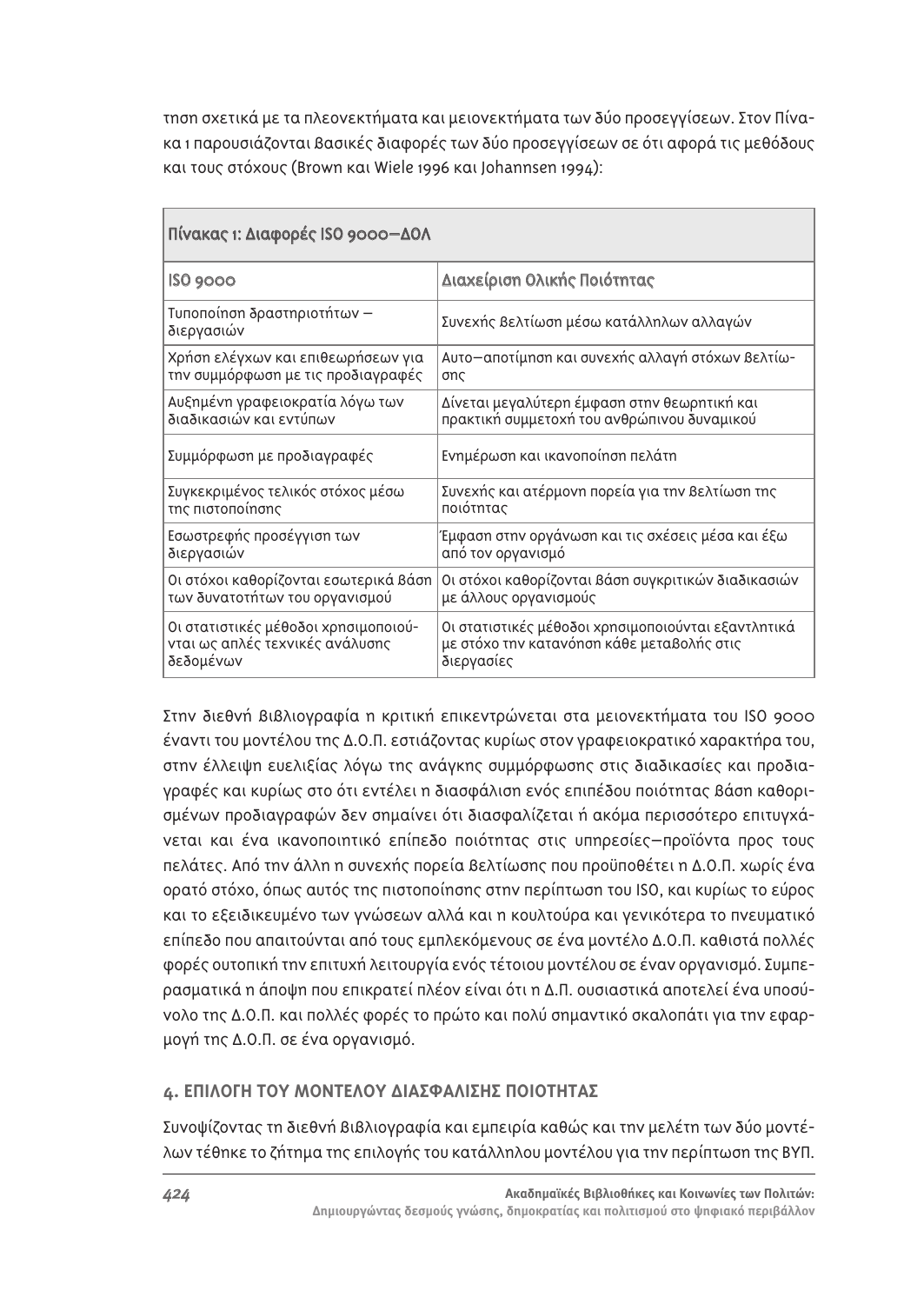τηση σχετικά με τα πλεονεκτήματα και μειονεκτήματα των δύο προσεγγίσεων. Στον Πίνακα 1 παρουσιάζονται βασικές διαφορές των δύο προσεγγίσεων σε ότι αφορά τις μεθόδους και τους στόχους (Brown και Wiele 1996 και Johannsen 1994):

| Πίνακας 1: Διαφορές ISO 9000–ΔΟΛ | |
|---|---|
| **ISO 9000** | **Διαχείριση Ολικής Ποιότητας** |
| Τυποποίηση δραστηριοτήτων – διεργασιών | Συνεχής βελτίωση μέσω κατάλληλων αλλαγών |
| Χρήση ελέγχων και επιθεωρήσεων για την συμμόρφωση με τις προδιαγραφές | Αυτο–αποτίμηση και συνεχής αλλαγή στόχων βελτίωσης |
| Αυξημένη γραφειοκρατία λόγω των διαδικασιών και εντύπων | Δίνεται μεγαλύτερη έμφαση στην θεωρητική και πρακτική συμμετοχή του ανθρώπινου δυναμικού |
| Συμμόρφωση με προδιαγραφές | Ενημέρωση και ικανοποίηση πελάτη |
| Συγκεκριμένος τελικός στόχος μέσω της πιστοποίησης | Συνεχής και ατέρμονη πορεία για την βελτίωση της ποιότητας |
| Εσωστρεφής προσέγγιση των διεργασιών | Έμφαση στην οργάνωση και τις σχέσεις μέσα και έξω από τον οργανισμό |
| Οι στόχοι καθορίζονται εσωτερικά βάση των δυνατοτήτων του οργανισμού | Οι στόχοι καθορίζονται βάση συγκριτικών διαδικασιών με άλλους οργανισμούς |
| Οι στατιστικές μέθοδοι χρησιμοποιούνται ως απλές τεχνικές ανάλυσης δεδομένων | Οι στατιστικές μέθοδοι χρησιμοποιούνται εξαντλητικά με στόχο την κατανόηση κάθε μεταβολής στις διεργασίες |

Στην διεθνή βιβλιογραφία η κριτική επικεντρώνεται στα μειονεκτήματα του ISO 9000 έναντι του μοντέλου της Δ.Ο.Π. εστιάζοντας κυρίως στον γραφειοκρατικό χαρακτήρα του, στην έλλειψη ευελιξίας λόγω της ανάγκης συμμόρφωσης στις διαδικασίες και προδιαγραφές και κυρίως στο ότι εντέλει η διασφάλιση ενός επιπέδου ποιότητας βάση καθορισμένων προδιαγραφών δεν σημαίνει ότι διασφαλίζεται ή ακόμα περισσότερο επιτυγχάνεται και ένα ικανοποιητικό επίπεδο ποιότητας στις υπηρεσίες–προϊόντα προς τους πελάτες. Από την άλλη η συνεχής πορεία βελτίωσης που προϋποθέτει η Δ.Ο.Π. χωρίς ένα ορατό στόχο, όπως αυτός της πιστοποίησης στην περίπτωση του ISO, και κυρίως το εύρος και το εξειδικευμένο των γνώσεων αλλά και η κουλτούρα και γενικότερα το πνευματικό επίπεδο που απαιτούνται από τους εμπλεκόμενους σε ένα μοντέλο Δ.Ο.Π. καθιστά πολλές φορές ουτοπική την επιτυχή λειτουργία ενός τέτοιου μοντέλου σε έναν οργανισμό. Συμπερασματικά η άποψη που επικρατεί πλέον είναι ότι η Δ.Π. ουσιαστικά αποτελεί ένα υποσύνολο της Δ.Ο.Π. και πολλές φορές το πρώτο και πολύ σημαντικό σκαλοπάτι για την εφαρμογή της Δ.Ο.Π. σε ένα οργανισμό.

## 4. ΕΠΙΛΟΓΗ ΤΟΥ ΜΟΝΤΕΛΟΥ ΔΙΑΣΦΑΛΙΣΗΣ ΠΟΙΟΤΗΤΑΣ

Συνοψίζοντας τη διεθνή βιβλιογραφία και εμπειρία καθώς και την μελέτη των δύο μοντέλων τέθηκε το ζήτημα της επιλογής του κατάλληλου μοντέλου για την περίπτωση της ΒΥΠ.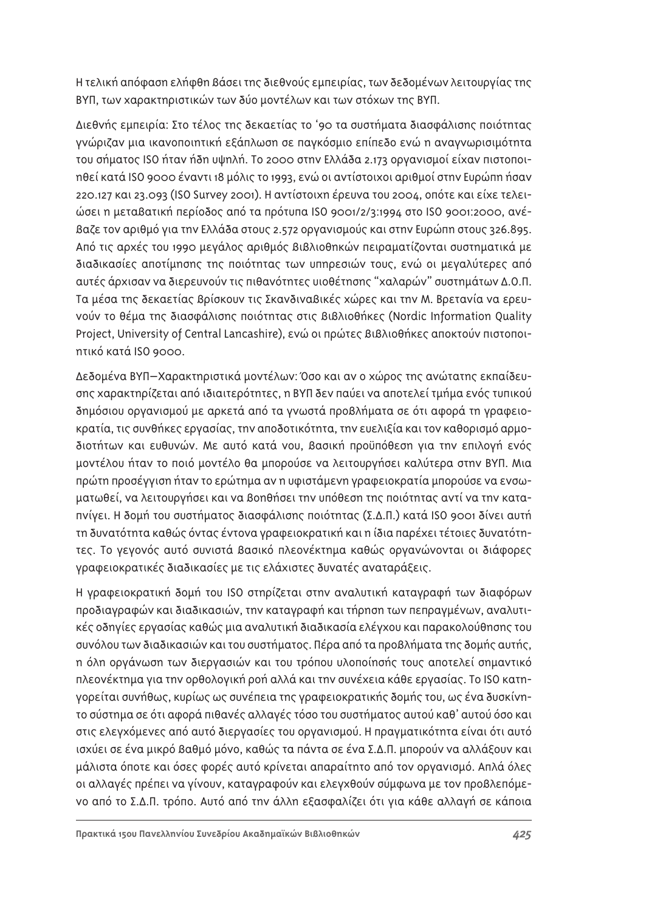Η τελική απόφαση ελήφθη βάσει της διεθνούς εμπειρίας, των δεδομένων λειτουργίας της ΒΥΠ, των χαρακτηριστικών των δύο μοντέλων και των στόχων της ΒΥΠ.

Διεθνής εμπειρία: Στο τέλος της δεκαετίας το '90 τα συστήματα διασφάλισης ποιότητας γνώριζαν μια ικανοποιητική εξάπλωση σε παγκόσμιο επίπεδο ενώ η αναγνωρισιμότητα του σήματος ISO ήταν ήδη υψηλή. Το 2000 στην Ελλάδα 2.173 οργανισμοί είχαν πιστοποιηθεί κατά ISO 9000 έναντι 18 μόλις το 1993, ενώ οι αντίστοιχοι αριθμοί στην Ευρώπη ήσαν 220.127 και 23.093 (ISO Survey 2001). Η αντίστοιχη έρευνα του 2004, οπότε και είχε τελειώσει η μεταβατική περίοδος από τα πρότυπα ISO 9001/2/3:1994 στο ISO 9001:2000, ανέβαζε τον αριθμό για την Ελλάδα στους 2.572 οργανισμούς και στην Ευρώπη στους 326.895. Από τις αρχές του 1990 μεγάλος αριθμός βιβλιοθηκών πειραματίζονται συστηματικά με διαδικασίες αποτίμησης της ποιότητας των υπηρεσιών τους, ενώ οι μεγαλύτερες από αυτές άρχισαν να διερευνούν τις πιθανότητες υιοθέτησης "χαλαρών" συστημάτων Δ.Ο.Π. Τα μέσα της δεκαετίας βρίσκουν τις Σκανδιναβικές χώρες και την Μ. Βρετανία να ερευνούν το θέμα της διασφάλισης ποιότητας στις βιβλιοθήκες (Nordic Information Quality Project, University of Central Lancashire), ενώ οι πρώτες βιβλιοθήκες αποκτούν πιστοποιητικό κατά ISO 9000.

Δεδομένα ΒΥΠ—Χαρακτηριστικά μοντέλων: Όσο και αν ο χώρος της ανώτατης εκπαίδευσης χαρακτηρίζεται από ιδιαιτερότητες, η ΒΥΠ δεν παύει να αποτελεί τμήμα ενός τυπικού δημόσιου οργανισμού με αρκετά από τα γνωστά προβλήματα σε ότι αφορά τη γραφειοκρατία, τις συνθήκες εργασίας, την αποδοτικότητα, την ευελιξία και τον καθορισμό αρμοδιοτήτων και ευθυνών. Με αυτό κατά νου, βασική προϋπόθεση για την επιλογή ενός μοντέλου ήταν το ποιό μοντέλο θα μπορούσε να λειτουργήσει καλύτερα στην ΒΥΠ. Μια πρώτη προσέγγιση ήταν το ερώτημα αν η υφιστάμενη γραφειοκρατία μπορούσε να ενσωματωθεί, να λειτουργήσει και να βοηθήσει την υπόθεση της ποιότητας αντί να την καταπνίγει. Η δομή του συστήματος διασφάλισης ποιότητας (Σ.Δ.Π.) κατά ISO 9001 δίνει αυτή τη δυνατότητα καθώς όντας έντονα γραφειοκρατική και η ίδια παρέχει τέτοιες δυνατότητες. Το γεγονός αυτό συνιστά βασικό πλεονέκτημα καθώς οργανώνονται οι διάφορες γραφειοκρατικές διαδικασίες με τις ελάχιστες δυνατές αναταράξεις.

Η γραφειοκρατική δομή του ISO στηρίζεται στην αναλυτική καταγραφή των διαφόρων προδιαγραφών και διαδικασιών, την καταγραφή και τήρηση των πεπραγμένων, αναλυτικές οδηγίες εργασίας καθώς μια αναλυτική διαδικασία ελέγχου και παρακολούθησης του συνόλου των διαδικασιών και του συστήματος. Πέρα από τα προβλήματα της δομής αυτής, η όλη οργάνωση των διεργασιών και του τρόπου υλοποίησής τους αποτελεί σημαντικό πλεονέκτημα για την ορθολογική ροή αλλά και την συνέχεια κάθε εργασίας. Το ISO κατηγορείται συνήθως, κυρίως ως συνέπεια της γραφειοκρατικής δομής του, ως ένα δυσκίνητο σύστημα σε ότι αφορά πιθανές αλλαγές τόσο του συστήματος αυτού καθ' αυτού όσο και στις ελεγχόμενες από αυτό διεργασίες του οργανισμού. Η πραγματικότητα είναι ότι αυτό ισχύει σε ένα μικρό βαθμό μόνο, καθώς τα πάντα σε ένα Σ.Δ.Π. μπορούν να αλλάξουν και μάλιστα όποτε και όσες φορές αυτό κρίνεται απαραίτητο από τον οργανισμό. Απλά όλες οι αλλαγές πρέπει να γίνουν, καταγραφούν και ελεγχθούν σύμφωνα με τον προβλεπόμενο από το Σ.Δ.Π. τρόπο. Αυτό από την άλλη εξασφαλίζει ότι για κάθε αλλαγή σε κάποια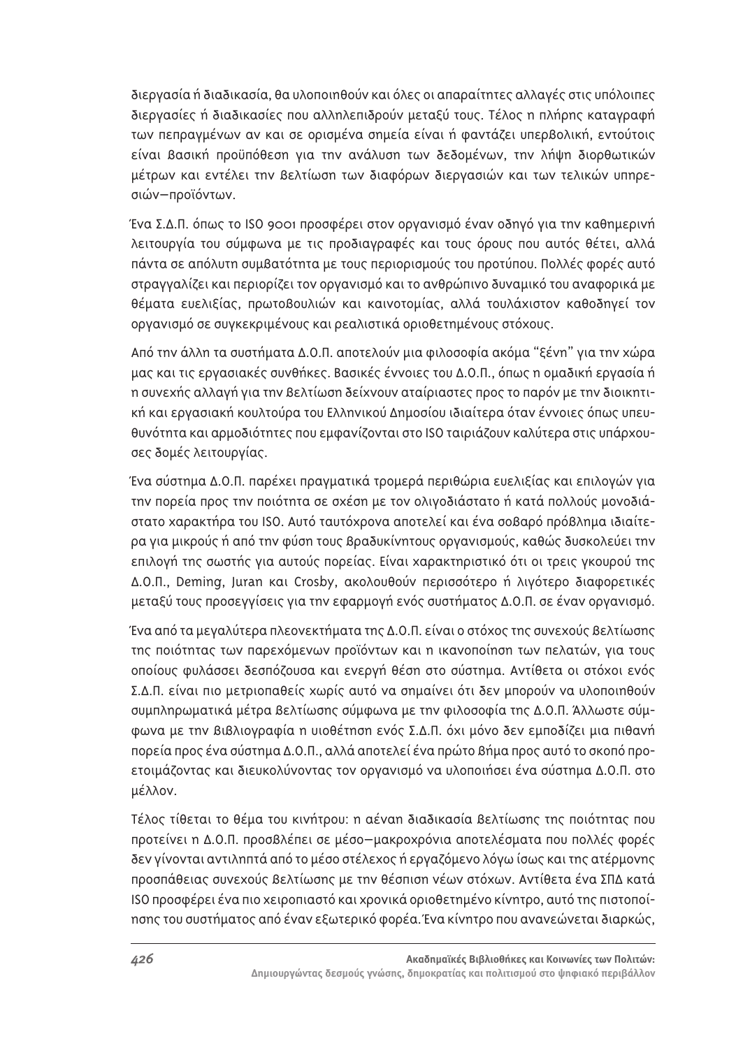διεργασία ή διαδικασία, θα υλοποιηθούν και όλες οι απαραίτητες αλλαγές στις υπόλοιπες διεργασίες ή διαδικασίες που αλληλεπιδρούν μεταξύ τους. Τέλος η πλήρης καταγραφή των πεπραγμένων αν και σε ορισμένα σημεία είναι ή φαντάζει υπερβολική, εντούτοις είναι βασική προϋπόθεση για την ανάλυση των δεδομένων, την λήψη διορθωτικών μέτρων και εντέλει την βελτίωση των διαφόρων διεργασιών και των τελικών υπηρεσιών–προϊόντων.

Ένα Σ.Δ.Π. όπως το ISO 9001 προσφέρει στον οργανισμό έναν οδηγό για την καθημερινή λειτουργία του σύμφωνα με τις προδιαγραφές και τους όρους που αυτός θέτει, αλλά πάντα σε απόλυτη συμβατότητα με τους περιορισμούς του προτύπου. Πολλές φορές αυτό στραγγαλίζει και περιορίζει τον οργανισμό και το ανθρώπινο δυναμικό του αναφορικά με θέματα ευελιξίας, πρωτοβουλιών και καινοτομίας, αλλά τουλάχιστον καθοδηγεί τον οργανισμό σε συγκεκριμένους και ρεαλιστικά οριοθετημένους στόχους.

Από την άλλη τα συστήματα Δ.Ο.Π. αποτελούν μια φιλοσοφία ακόμα "ξένη" για την χώρα μας και τις εργασιακές συνθήκες. Βασικές έννοιες του Δ.Ο.Π., όπως η ομαδική εργασία ή η συνεχής αλλαγή για την βελτίωση δείχνουν αταίριαστες προς το παρόν με την διοικητική και εργασιακή κουλτούρα του Ελληνικού Δημοσίου ιδιαίτερα όταν έννοιες όπως υπευθυνότητα και αρμοδιότητες που εμφανίζονται στο ISO ταιριάζουν καλύτερα στις υπάρχουσες δομές λειτουργίας.

Ένα σύστημα Δ.Ο.Π. παρέχει πραγματικά τρομερά περιθώρια ευελιξίας και επιλογών για την πορεία προς την ποιότητα σε σχέση με τον ολιγοδιάστατο ή κατά πολλούς μονοδιάστατο χαρακτήρα του ISO. Αυτό ταυτόχρονα αποτελεί και ένα σοβαρό πρόβλημα ιδιαίτερα για μικρούς ή από την φύση τους βραδυκίνητους οργανισμούς, καθώς δυσκολεύει την επιλογή της σωστής για αυτούς πορείας. Είναι χαρακτηριστικό ότι οι τρεις γκουρού της Δ.Ο.Π., Deming, Juran και Crosby, ακολουθούν περισσότερο ή λιγότερο διαφορετικές μεταξύ τους προσεγγίσεις για την εφαρμογή ενός συστήματος Δ.Ο.Π. σε έναν οργανισμό.

Ένα από τα μεγαλύτερα πλεονεκτήματα της Δ.Ο.Π. είναι ο στόχος της συνεχούς βελτίωσης της ποιότητας των παρεχόμενων προϊόντων και η ικανοποίηση των πελατών, για τους οποίους φυλάσσει δεσπόζουσα και ενεργή θέση στο σύστημα. Αντίθετα οι στόχοι ενός Σ.Δ.Π. είναι πιο μετριοπαθείς χωρίς αυτό να σημαίνει ότι δεν μπορούν να υλοποιηθούν συμπληρωματικά μέτρα βελτίωσης σύμφωνα με την φιλοσοφία της Δ.Ο.Π. Άλλωστε σύμφωνα με την βιβλιογραφία η υιοθέτηση ενός Σ.Δ.Π. όχι μόνο δεν εμποδίζει μια πιθανή πορεία προς ένα σύστημα Δ.Ο.Π., αλλά αποτελεί ένα πρώτο βήμα προς αυτό το σκοπό προετοιμάζοντας και διευκολύνοντας τον οργανισμό να υλοποιήσει ένα σύστημα Δ.Ο.Π. στο μέλλον.

Τέλος τίθεται το θέμα του κινήτρου: η αέναη διαδικασία βελτίωσης της ποιότητας που προτείνει η Δ.Ο.Π. προσβλέπει σε μέσο–μακροχρόνια αποτελέσματα που πολλές φορές δεν γίνονται αντιληπτά από το μέσο στέλεχος ή εργαζόμενο λόγω ίσως και της ατέρμονης προσπάθειας συνεχούς βελτίωσης με την θέσπιση νέων στόχων. Αντίθετα ένα ΣΠΔ κατά ISO προσφέρει ένα πιο χειροπιαστό και χρονικά οριοθετημένο κίνητρο, αυτό της πιστοποίησης του συστήματος από έναν εξωτερικό φορέα. Ένα κίνητρο που ανανεώνεται διαρκώς,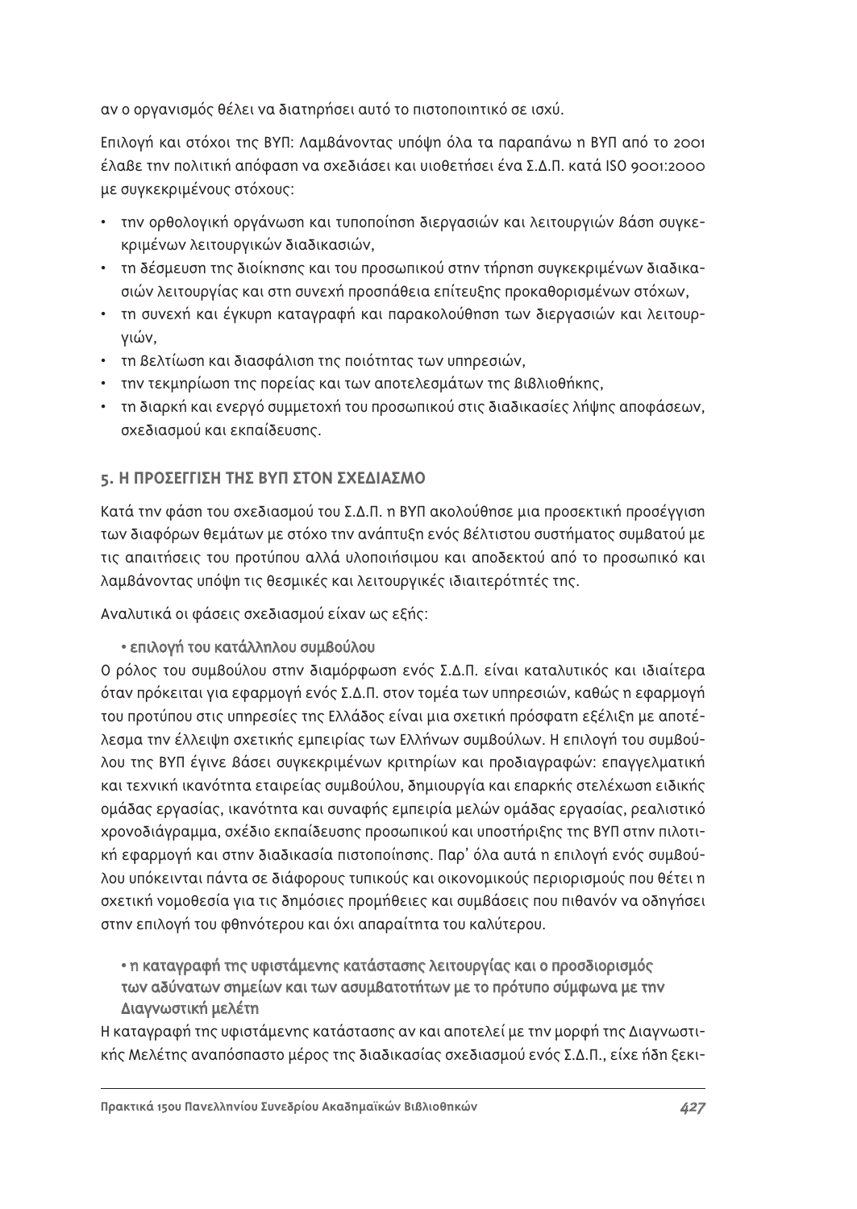αν ο οργανισμός θέλει να διατηρήσει αυτό το πιστοποιητικό σε ισχύ.

Επιλογή και στόχοι της ΒΥΠ: Λαμβάνοντας υπόψη όλα τα παραπάνω η ΒΥΠ από το 2001 έλαβε την πολιτική απόφαση να σχεδιάσει και υιοθετήσει ένα Σ.Δ.Π. κατά ISO 9001:2000 με συγκεκριμένους στόχους:

- την ορθολογική οργάνωση και τυποποίηση διεργασιών και λειτουργιών βάση συγκεκριμένων λειτουργικών διαδικασιών,
- τη δέσμευση της διοίκησης και του προσωπικού στην τήρηση συγκεκριμένων διαδικασιών λειτουργίας και στη συνεχή προσπάθεια επίτευξης προκαθορισμένων στόχων,
- τη συνεχή και έγκυρη καταγραφή και παρακολούθηση των διεργασιών και λειτουργιών,
- τη βελτίωση και διασφάλιση της ποιότητας των υπηρεσιών,
- την τεκμηρίωση της πορείας και των αποτελεσμάτων της βιβλιοθήκης,
- τη διαρκή και ενεργό συμμετοχή του προσωπικού στις διαδικασίες λήψης αποφάσεων, σχεδιασμού και εκπαίδευσης.

## 5. Η ΠΡΟΣΕΓΓΙΣΗ ΤΗΣ ΒΥΠ ΣΤΟΝ ΣΧΕΔΙΑΣΜΟ

Κατά την φάση του σχεδιασμού του Σ.Δ.Π. η ΒΥΠ ακολούθησε μια προσεκτική προσέγγιση των διαφόρων θεμάτων με στόχο την ανάπτυξη ενός βέλτιστου συστήματος συμβατού με τις απαιτήσεις του προτύπου αλλά υλοποιήσιμου και αποδεκτού από το προσωπικό και λαμβάνοντας υπόψη τις θεσμικές και λειτουργικές ιδιαιτερότητές της.

Αναλυτικά οι φάσεις σχεδιασμού είχαν ως εξής:

**• επιλογή του κατάλληλου συμβούλου**

Ο ρόλος του συμβούλου στην διαμόρφωση ενός Σ.Δ.Π. είναι καταλυτικός και ιδιαίτερα όταν πρόκειται για εφαρμογή ενός Σ.Δ.Π. στον τομέα των υπηρεσιών, καθώς η εφαρμογή του προτύπου στις υπηρεσίες της Ελλάδος είναι μια σχετική πρόσφατη εξέλιξη με αποτέλεσμα την έλλειψη σχετικής εμπειρίας των Ελλήνων συμβούλων. Η επιλογή του συμβούλου της ΒΥΠ έγινε βάσει συγκεκριμένων κριτηρίων και προδιαγραφών: επαγγελματική και τεχνική ικανότητα εταιρείας συμβούλου, δημιουργία και επαρκής στελέχωση ειδικής ομάδας εργασίας, ικανότητα και συναφής εμπειρία μελών ομάδας εργασίας, ρεαλιστικό χρονοδιάγραμμα, σχέδιο εκπαίδευσης προσωπικού και υποστήριξης της ΒΥΠ στην πιλοτική εφαρμογή και στην διαδικασία πιστοποίησης. Παρ' όλα αυτά η επιλογή ενός συμβούλου υπόκειται πάντα σε διάφορους τυπικούς και οικονομικούς περιορισμούς που θέτει η σχετική νομοθεσία για τις δημόσιες προμήθειες και συμβάσεις που πιθανόν να οδηγήσει στην επιλογή του φθηνότερου και όχι απαραίτητα του καλύτερου.

**• η καταγραφή της υφιστάμενης κατάστασης λειτουργίας και ο προσδιορισμός των αδύνατων σημείων και των ασυμβατοτήτων με το πρότυπο σύμφωνα με την Διαγνωστική μελέτη**

Η καταγραφή της υφιστάμενης κατάστασης αν και αποτελεί με την μορφή της Διαγνωστικής Μελέτης αναπόσπαστο μέρος της διαδικασίας σχεδιασμού ενός Σ.Δ.Π., είχε ήδη ξεκι-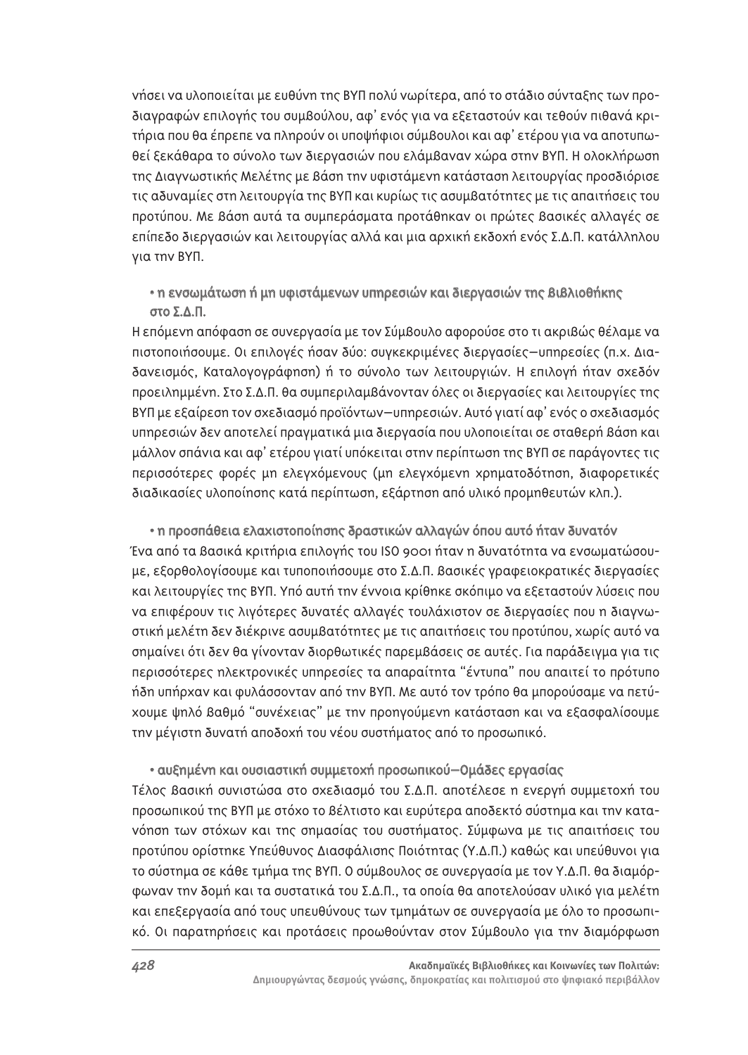νήσει να υλοποιείται με ευθύνη της ΒΥΠ πολύ νωρίτερα, από το στάδιο σύνταξης των προδιαγραφών επιλογής του συμβούλου, αφ' ενός για να εξεταστούν και τεθούν πιθανά κριτήρια που θα έπρεπε να πληρούν οι υποψήφιοι σύμβουλοι και αφ' ετέρου για να αποτυπωθεί ξεκάθαρα το σύνολο των διεργασιών που ελάμβαναν χώρα στην ΒΥΠ. Η ολοκλήρωση της Διαγνωστικής Μελέτης με βάση την υφιστάμενη κατάσταση λειτουργίας προσδιόρισε τις αδυναμίες στη λειτουργία της ΒΥΠ και κυρίως τις ασυμβατότητες με τις απαιτήσεις του προτύπου. Με βάση αυτά τα συμπεράσματα προτάθηκαν οι πρώτες βασικές αλλαγές σε επίπεδο διεργασιών και λειτουργίας αλλά και μια αρχική εκδοχή ενός Σ.Δ.Π. κατάλληλου για την ΒΥΠ.

- η ενσωμάτωση ή μη υφιστάμενων υπηρεσιών και διεργασιών της βιβλιοθήκης στο Σ.Δ.Π.

Η επόμενη απόφαση σε συνεργασία με τον Σύμβουλο αφορούσε στο τι ακριβώς θέλαμε να πιστοποιήσουμε. Οι επιλογές ήσαν δύο: συγκεκριμένες διεργασίες—υπηρεσίες (π.χ. Δαδανεισμός, Καταλογογράφηση) ή το σύνολο των λειτουργιών. Η επιλογή ήταν σχεδόν προειλημμένη. Στο Σ.Δ.Π. θα συμπεριλαμβάνονταν όλες οι διεργασίες και λειτουργίες της ΒΥΠ με εξαίρεση τον σχεδιασμό προϊόντων—υπηρεσιών. Αυτό γιατί αφ' ενός ο σχεδιασμός υπηρεσιών δεν αποτελεί πραγματικά μια διεργασία που υλοποιείται σε σταθερή βάση και μάλλον σπάνια και αφ' ετέρου γιατί υπόκειται στην περίπτωση της ΒΥΠ σε παράγοντες τις περισσότερες φορές μη ελεγχόμενους (μη ελεγχόμενη χρηματοδότηση, διαφορετικές διαδικασίες υλοποίησης κατά περίπτωση, εξάρτηση από υλικό προμηθευτών κλπ.).

- η προσπάθεια ελαχιστοποίησης δραστικών αλλαγών όπου αυτό ήταν δυνατόν

Ένα από τα βασικά κριτήρια επιλογής του ISO 9001 ήταν η δυνατότητα να ενσωματώσουμε, εξορθολογίσουμε και τυποποιήσουμε στο Σ.Δ.Π. βασικές γραφειοκρατικές διεργασίες και λειτουργίες της ΒΥΠ. Υπό αυτή την έννοια κρίθηκε σκόπιμο να εξεταστούν λύσεις που να επιφέρουν τις λιγότερες δυνατές αλλαγές τουλάχιστον σε διεργασίες που η διαγνωστική μελέτη δεν διέκρινε ασυμβατότητες με τις απαιτήσεις του προτύπου, χωρίς αυτό να σημαίνει ότι δεν θα γίνονταν διορθωτικές παρεμβάσεις σε αυτές. Για παράδειγμα για τις περισσότερες ηλεκτρονικές υπηρεσίες τα απαραίτητα "έντυπα" που απαιτεί το πρότυπο ήδη υπήρχαν και φυλάσσονταν από την ΒΥΠ. Με αυτό τον τρόπο θα μπορούσαμε να πετύχουμε ψηλό βαθμό "συνέχειας" με την προηγούμενη κατάσταση και να εξασφαλίσουμε την μέγιστη δυνατή αποδοχή του νέου συστήματος από το προσωπικό.

- αυξημένη και ουσιαστική συμμετοχή προσωπικού—Ομάδες εργασίας

Τέλος βασική συνιστώσα στο σχεδιασμό του Σ.Δ.Π. αποτέλεσε η ενεργή συμμετοχή του προσωπικού της ΒΥΠ με στόχο το βέλτιστο και ευρύτερα αποδεκτό σύστημα και την κατανόηση των στόχων και της σημασίας του συστήματος. Σύμφωνα με τις απαιτήσεις του προτύπου ορίστηκε Υπεύθυνος Διασφάλισης Ποιότητας (Υ.Δ.Π.) καθώς και υπεύθυνοι για το σύστημα σε κάθε τμήμα της ΒΥΠ. Ο σύμβουλος σε συνεργασία με τον Υ.Δ.Π. θα διαμόρφωναν την δομή και τα συστατικά του Σ.Δ.Π., τα οποία θα αποτελούσαν υλικό για μελέτη και επεξεργασία από τους υπευθύνους των τμημάτων σε συνεργασία με όλο το προσωπικό. Οι παρατηρήσεις και προτάσεις προωθούνταν στον Σύμβουλο για την διαμόρφωση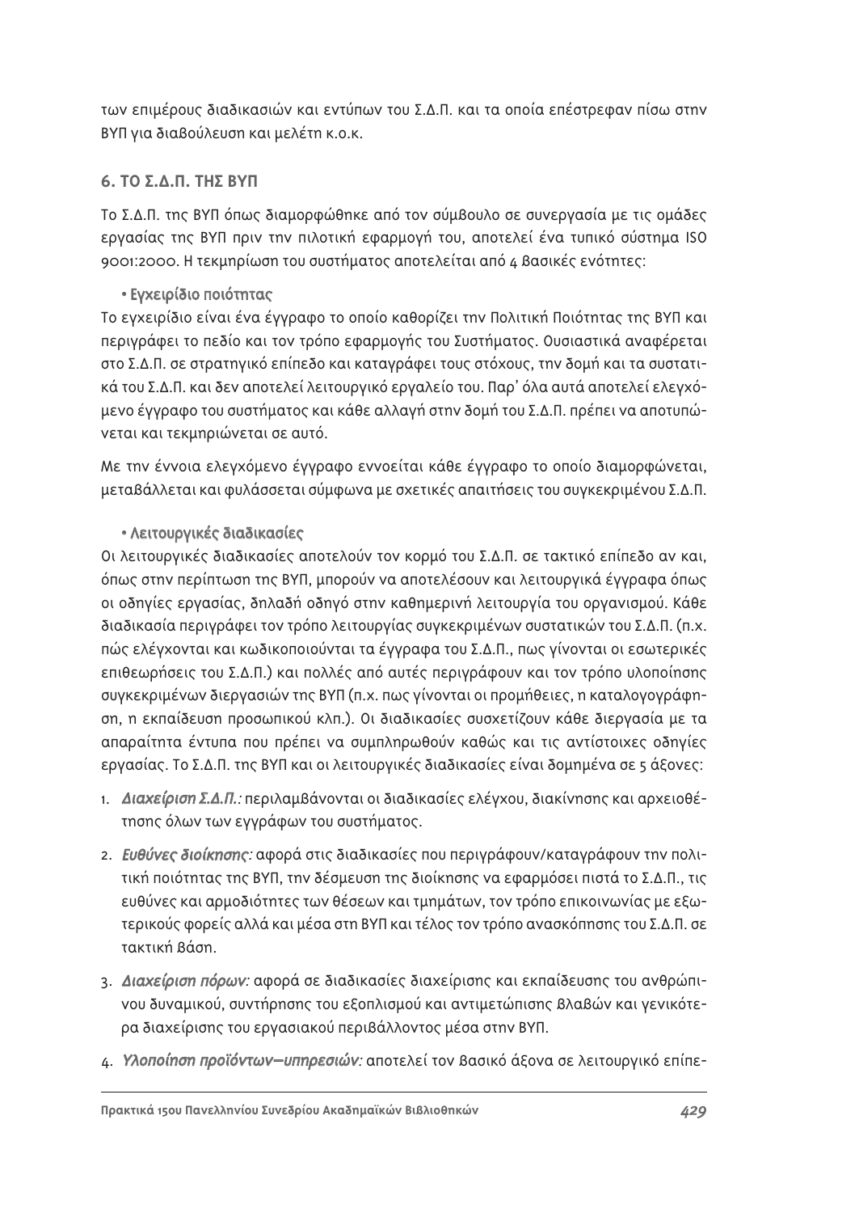των επιμέρους διαδικασιών και εντύπων του Σ.Δ.Π. και τα οποία επέστρεφαν πίσω στην ΒΥΠ για διαβούλευση και μελέτη κ.ο.κ.

## 6. ΤΟ Σ.Δ.Π. ΤΗΣ ΒΥΠ

Το Σ.Δ.Π. της ΒΥΠ όπως διαμορφώθηκε από τον σύμβουλο σε συνεργασία με τις ομάδες εργασίας της ΒΥΠ πριν την πιλοτική εφαρμογή του, αποτελεί ένα τυπικό σύστημα ISO 9001:2000. Η τεκμηρίωση του συστήματος αποτελείται από 4 βασικές ενότητες:

- **Εγχειρίδιο ποιότητας**

Το εγχειρίδιο είναι ένα έγγραφο το οποίο καθορίζει την Πολιτική Ποιότητας της ΒΥΠ και περιγράφει το πεδίο και τον τρόπο εφαρμογής του Συστήματος. Ουσιαστικά αναφέρεται στο Σ.Δ.Π. σε στρατηγικό επίπεδο και καταγράφει τους στόχους, την δομή και τα συστατικά του Σ.Δ.Π. και δεν αποτελεί λειτουργικό εργαλείο του. Παρ' όλα αυτά αποτελεί ελεγχόμενο έγγραφο του συστήματος και κάθε αλλαγή στην δομή του Σ.Δ.Π. πρέπει να αποτυπώνεται και τεκμηριώνεται σε αυτό.

Με την έννοια ελεγχόμενο έγγραφο εννοείται κάθε έγγραφο το οποίο διαμορφώνεται, μεταβάλλεται και φυλάσσεται σύμφωνα με σχετικές απαιτήσεις του συγκεκριμένου Σ.Δ.Π.

- **Λειτουργικές διαδικασίες**

Οι λειτουργικές διαδικασίες αποτελούν τον κορμό του Σ.Δ.Π. σε τακτικό επίπεδο αν και, όπως στην περίπτωση της ΒΥΠ, μπορούν να αποτελέσουν και λειτουργικά έγγραφα όπως οι οδηγίες εργασίας, δηλαδή οδηγό στην καθημερινή λειτουργία του οργανισμού. Κάθε διαδικασία περιγράφει τον τρόπο λειτουργίας συγκεκριμένων συστατικών του Σ.Δ.Π. (π.χ. πώς ελέγχονται και κωδικοποιούνται τα έγγραφα του Σ.Δ.Π., πως γίνονται οι εσωτερικές επιθεωρήσεις του Σ.Δ.Π.) και πολλές από αυτές περιγράφουν και τον τρόπο υλοποίησης συγκεκριμένων διεργασιών της ΒΥΠ (π.χ. πως γίνονται οι προμήθειες, η καταλογογράφηση, η εκπαίδευση προσωπικού κλπ.). Οι διαδικασίες συσχετίζουν κάθε διεργασία με τα απαραίτητα έντυπα που πρέπει να συμπληρωθούν καθώς και τις αντίστοιχες οδηγίες εργασίας. Το Σ.Δ.Π. της ΒΥΠ και οι λειτουργικές διαδικασίες είναι δομημένα σε 5 άξονες:

1. ***Διαχείριση Σ.Δ.Π.:*** περιλαμβάνονται οι διαδικασίες ελέγχου, διακίνησης και αρχειοθέτησης όλων των εγγράφων του συστήματος.
2. ***Ευθύνες διοίκησης:*** αφορά στις διαδικασίες που περιγράφουν/καταγράφουν την πολιτική ποιότητας της ΒΥΠ, την δέσμευση της διοίκησης να εφαρμόσει πιστά το Σ.Δ.Π., τις ευθύνες και αρμοδιότητες των θέσεων και τμημάτων, τον τρόπο επικοινωνίας με εξωτερικούς φορείς αλλά και μέσα στη ΒΥΠ και τέλος τον τρόπο ανασκόπησης του Σ.Δ.Π. σε τακτική βάση.
3. ***Διαχείριση πόρων:*** αφορά σε διαδικασίες διαχείρισης και εκπαίδευσης του ανθρώπινου δυναμικού, συντήρησης του εξοπλισμού και αντιμετώπισης βλαβών και γενικότερα διαχείρισης του εργασιακού περιβάλλοντος μέσα στην ΒΥΠ.
4. ***Υλοποίηση προϊόντων–υπηρεσιών:*** αποτελεί τον βασικό άξονα σε λειτουργικό επίπε-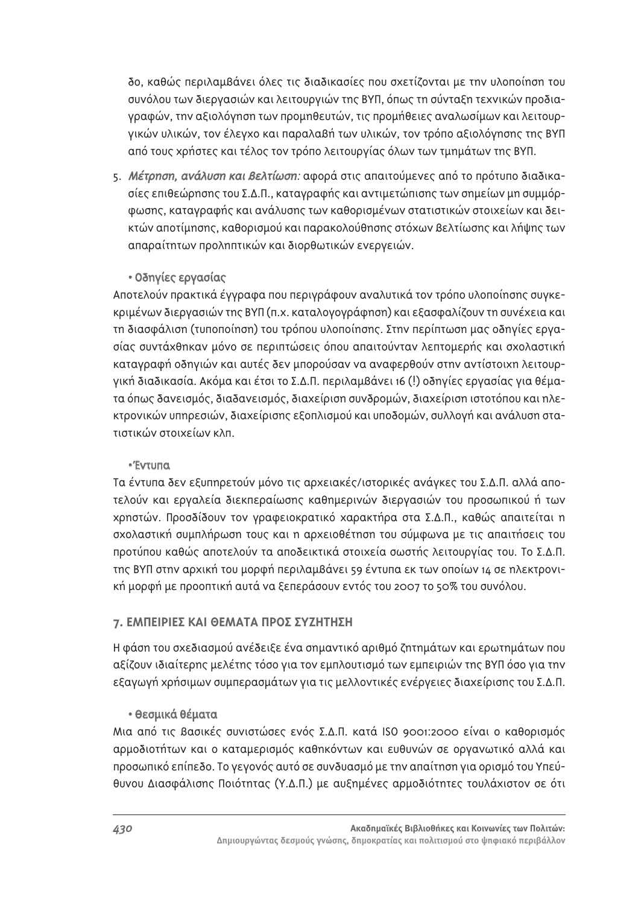δο, καθώς περιλαμβάνει όλες τις διαδικασίες που σχετίζονται με την υλοποίηση του συνόλου των διεργασιών και λειτουργιών της ΒΥΠ, όπως τη σύνταξη τεχνικών προδιαγραφών, την αξιολόγηση των προμηθευτών, τις προμήθειες αναλωσίμων και λειτουργικών υλικών, τον έλεγχο και παραλαβή των υλικών, τον τρόπο αξιολόγησης της ΒΥΠ από τους χρήστες και τέλος τον τρόπο λειτουργίας όλων των τμημάτων της ΒΥΠ.

5. *Μέτρηση, ανάλυση και βελτίωση:* αφορά στις απαιτούμενες από το πρότυπο διαδικασίες επιθεώρησης του Σ.Δ.Π., καταγραφής και αντιμετώπισης των σημείων μη συμμόρφωσης, καταγραφής και ανάλυσης των καθορισμένων στατιστικών στοιχείων και δεικτών αποτίμησης, καθορισμού και παρακολούθησης στόχων βελτίωσης και λήψης των απαραίτητων προληπτικών και διορθωτικών ενεργειών.

• Οδηγίες εργασίας

Αποτελούν πρακτικά έγγραφα που περιγράφουν αναλυτικά τον τρόπο υλοποίησης συγκεκριμένων διεργασιών της ΒΥΠ (π.χ. καταλογογράφηση) και εξασφαλίζουν τη συνέχεια και τη διασφάλιση (τυποποίηση) του τρόπου υλοποίησης. Στην περίπτωση μας οδηγίες εργασίας συντάχθηκαν μόνο σε περιπτώσεις όπου απαιτούνταν λεπτομερής και σχολαστική καταγραφή οδηγιών και αυτές δεν μπορούσαν να αναφερθούν στην αντίστοιχη λειτουργική διαδικασία. Ακόμα και έτσι το Σ.Δ.Π. περιλαμβάνει 16 (!) οδηγίες εργασίας για θέματα όπως δανεισμός, διαδανεισμός, διαχείριση συνδρομών, διαχείριση ιστοτόπου και ηλεκτρονικών υπηρεσιών, διαχείρισης εξοπλισμού και υποδομών, συλλογή και ανάλυση στατιστικών στοιχείων κλπ.

•Έντυπα

Τα έντυπα δεν εξυπηρετούν μόνο τις αρχειακές/ιστορικές ανάγκες του Σ.Δ.Π. αλλά αποτελούν και εργαλεία διεκπεραίωσης καθημερινών διεργασιών του προσωπικού ή των χρηστών. Προσδίδουν τον γραφειοκρατικό χαρακτήρα στα Σ.Δ.Π., καθώς απαιτείται η σχολαστική συμπλήρωση τους και η αρχειοθέτηση του σύμφωνα με τις απαιτήσεις του προτύπου καθώς αποτελούν τα αποδεικτικά στοιχεία σωστής λειτουργίας του. Το Σ.Δ.Π. της ΒΥΠ στην αρχική του μορφή περιλαμβάνει 59 έντυπα εκ των οποίων 14 σε ηλεκτρονική μορφή με προοπτική αυτά να ξεπεράσουν εντός του 2007 το 50% του συνόλου.

## 7. ΕΜΠΕΙΡΙΕΣ ΚΑΙ ΘΕΜΑΤΑ ΠΡΟΣ ΣΥΖΗΤΗΣΗ

Η φάση του σχεδιασμού ανέδειξε ένα σημαντικό αριθμό ζητημάτων και ερωτημάτων που αξίζουν ιδιαίτερης μελέτης τόσο για τον εμπλουτισμό των εμπειριών της ΒΥΠ όσο για την εξαγωγή χρήσιμων συμπερασμάτων για τις μελλοντικές ενέργειες διαχείρισης του Σ.Δ.Π.

• Θεσμικά θέματα

Μια από τις βασικές συνιστώσες ενός Σ.Δ.Π. κατά ISO 9001:2000 είναι ο καθορισμός αρμοδιοτήτων και ο καταμερισμός καθηκόντων και ευθυνών σε οργανωτικό αλλά και προσωπικό επίπεδο. Το γεγονός αυτό σε συνδυασμό με την απαίτηση για ορισμό του Υπεύθυνου Διασφάλισης Ποιότητας (Υ.Δ.Π.) με αυξημένες αρμοδιότητες τουλάχιστον σε ότι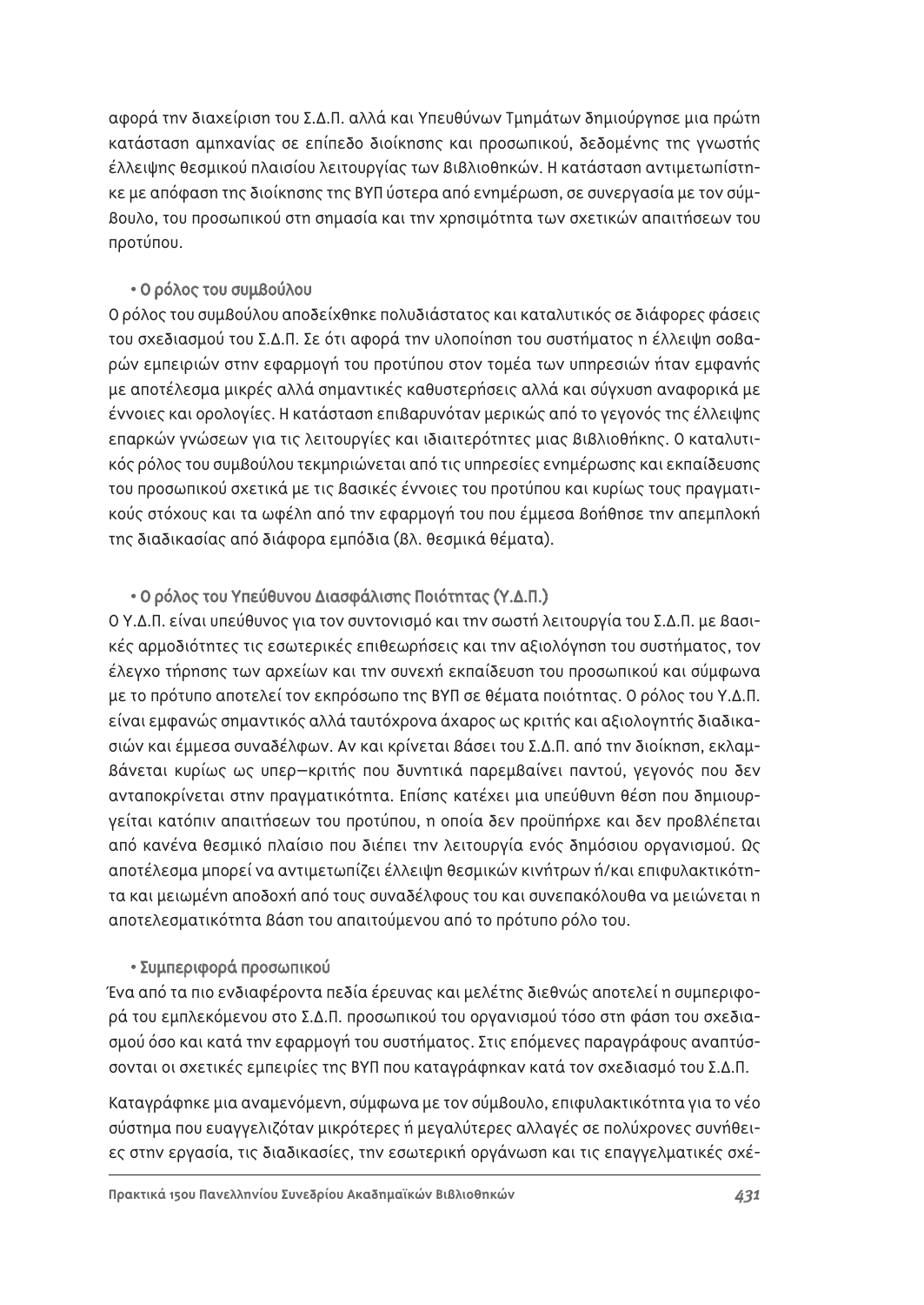αφορά την διαχείριση του Σ.Δ.Π. αλλά και Υπευθύνων Τμημάτων δημιούργησε μια πρώτη κατάσταση αμηχανίας σε επίπεδο διοίκησης και προσωπικού, δεδομένης της γνωστής έλλειψης θεσμικού πλαισίου λειτουργίας των βιβλιοθηκών. Η κατάσταση αντιμετωπίστηκε με απόφαση της διοίκησης της ΒΥΠ ύστερα από ενημέρωση, σε συνεργασία με τον σύμβουλο, του προσωπικού στη σημασία και την χρησιμότητα των σχετικών απαιτήσεων του προτύπου.

- **Ο ρόλος του συμβούλου**

Ο ρόλος του συμβούλου αποδείχθηκε πολυδιάστατος και καταλυτικός σε διάφορες φάσεις του σχεδιασμού του Σ.Δ.Π. Σε ότι αφορά την υλοποίηση του συστήματος η έλλειψη σοβαρών εμπειριών στην εφαρμογή του προτύπου στον τομέα των υπηρεσιών ήταν εμφανής με αποτέλεσμα μικρές αλλά σημαντικές καθυστερήσεις αλλά και σύγχυση αναφορικά με έννοιες και ορολογίες. Η κατάσταση επιβαρυνόταν μερικώς από το γεγονός της έλλειψης επαρκών γνώσεων για τις λειτουργίες και ιδιαιτερότητες μιας βιβλιοθήκης. Ο καταλυτικός ρόλος του συμβούλου τεκμηριώνεται από τις υπηρεσίες ενημέρωσης και εκπαίδευσης του προσωπικού σχετικά με τις βασικές έννοιες του προτύπου και κυρίως τους πραγματικούς στόχους και τα ωφέλη από την εφαρμογή του που έμμεσα βοήθησε την απεμπλοκή της διαδικασίας από διάφορα εμπόδια (βλ. θεσμικά θέματα).

- **Ο ρόλος του Υπεύθυνου Διασφάλισης Ποιότητας (Υ.Δ.Π.)**

Ο Υ.Δ.Π. είναι υπεύθυνος για τον συντονισμό και την σωστή λειτουργία του Σ.Δ.Π. με βασικές αρμοδιότητες τις εσωτερικές επιθεωρήσεις και την αξιολόγηση του συστήματος, τον έλεγχο τήρησης των αρχείων και την συνεχή εκπαίδευση του προσωπικού και σύμφωνα με το πρότυπο αποτελεί τον εκπρόσωπο της ΒΥΠ σε θέματα ποιότητας. Ο ρόλος του Υ.Δ.Π. είναι εμφανώς σημαντικός αλλά ταυτόχρονα άχαρος ως κριτής και αξιολογητής διαδικασιών και έμμεσα συναδέλφων. Αν και κρίνεται βάσει του Σ.Δ.Π. από την διοίκηση, εκλαμβάνεται κυρίως ως υπερ–κριτής που δυνητικά παρεμβαίνει παντού, γεγονός που δεν ανταποκρίνεται στην πραγματικότητα. Επίσης κατέχει μια υπεύθυνη θέση που δημιουργείται κατόπιν απαιτήσεων του προτύπου, η οποία δεν προϋπήρχε και δεν προβλέπεται από κανένα θεσμικό πλαίσιο που διέπει την λειτουργία ενός δημόσιου οργανισμού. Ως αποτέλεσμα μπορεί να αντιμετωπίζει έλλειψη θεσμικών κινήτρων ή/και επιφυλακτικότητα και μειωμένη αποδοχή από τους συναδέλφους του και συνεπακόλουθα να μειώνεται η αποτελεσματικότητα βάση του απαιτούμενου από το πρότυπο ρόλο του.

- **Συμπεριφορά προσωπικού**

Ένα από τα πιο ενδιαφέροντα πεδία έρευνας και μελέτης διεθνώς αποτελεί η συμπεριφορά του εμπλεκόμενου στο Σ.Δ.Π. προσωπικού του οργανισμού τόσο στη φάση του σχεδιασμού όσο και κατά την εφαρμογή του συστήματος. Στις επόμενες παραγράφους αναπτύσσονται οι σχετικές εμπειρίες της ΒΥΠ που καταγράφηκαν κατά τον σχεδιασμό του Σ.Δ.Π.

Καταγράφηκε μια αναμενόμενη, σύμφωνα με τον σύμβουλο, επιφυλακτικότητα για το νέο σύστημα που ευαγγελιζόταν μικρότερες ή μεγαλύτερες αλλαγές σε πολύχρονες συνήθειες στην εργασία, τις διαδικασίες, την εσωτερική οργάνωση και τις επαγγελματικές σχέ-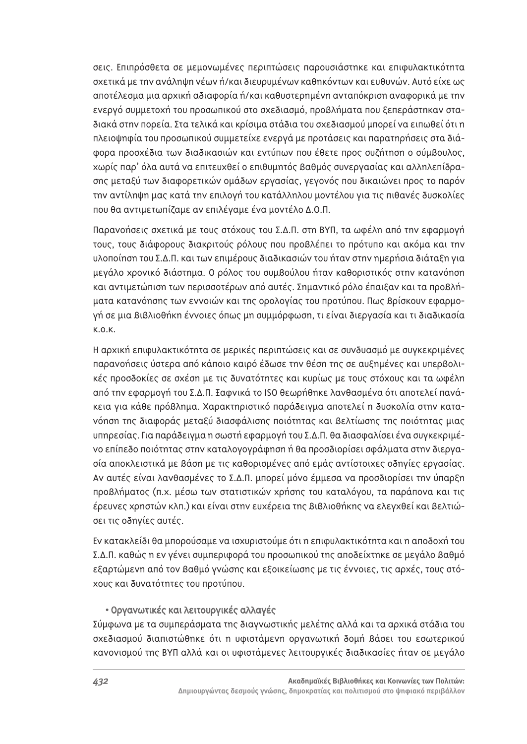σεις. Επιπρόσθετα σε μεμονωμένες περιπτώσεις παρουσιάστηκε και επιφυλακτικότητα σχετικά με την ανάληψη νέων ή/και διευρυμένων καθηκόντων και ευθυνών. Αυτό είχε ως αποτέλεσμα μια αρχική αδιαφορία ή/και καθυστερημένη ανταπόκριση αναφορικά με την ενεργό συμμετοχή του προσωπικού στο σχεδιασμό, προβλήματα που ξεπεράστηκαν σταδιακά στην πορεία. Στα τελικά και κρίσιμα στάδια του σχεδιασμού μπορεί να ειπωθεί ότι η πλειοψηφία του προσωπικού συμμετείχε ενεργά με προτάσεις και παρατηρήσεις στα διάφορα προσχέδια των διαδικασιών και εντύπων που έθετε προς συζήτηση ο σύμβουλος, χωρίς παρ' όλα αυτά να επιτευχθεί ο επιθυμητός βαθμός συνεργασίας και αλληλεπίδρασης μεταξύ των διαφορετικών ομάδων εργασίας, γεγονός που δικαιώνει προς το παρόν την αντίληψη μας κατά την επιλογή του κατάλληλου μοντέλου για τις πιθανές δυσκολίες που θα αντιμετωπίζαμε αν επιλέγαμε ένα μοντέλο Δ.Ο.Π.

Παρανοήσεις σχετικά με τους στόχους του Σ.Δ.Π. στη ΒΥΠ, τα ωφέλη από την εφαρμογή τους, τους διάφορους διακριτούς ρόλους που προβλέπει το πρότυπο και ακόμα και την υλοποίηση του Σ.Δ.Π. και των επιμέρους διαδικασιών του ήταν στην ημερήσια διάταξη για μεγάλο χρονικό διάστημα. Ο ρόλος του συμβούλου ήταν καθοριστικός στην κατανόηση και αντιμετώπιση των περισσοτέρων από αυτές. Σημαντικό ρόλο έπαιξαν και τα προβλήματα κατανόησης των εννοιών και της ορολογίας του προτύπου. Πως βρίσκουν εφαρμογή σε μια βιβλιοθήκη έννοιες όπως μη συμμόρφωση, τι είναι διεργασία και τι διαδικασία κ.ο.κ.

Η αρχική επιφυλακτικότητα σε μερικές περιπτώσεις και σε συνδυασμό με συγκεκριμένες παρανοήσεις ύστερα από κάποιο καιρό έδωσε την θέση της σε αυξημένες και υπερβολικές προσδοκίες σε σχέση με τις δυνατότητες και κυρίως με τους στόχους και τα ωφέλη από την εφαρμογή του Σ.Δ.Π. Ξαφνικά το ISO θεωρήθηκε λανθασμένα ότι αποτελεί πανάκεια για κάθε πρόβλημα. Χαρακτηριστικό παράδειγμα αποτελεί η δυσκολία στην κατανόηση της διαφοράς μεταξύ διασφάλισης ποιότητας και βελτίωσης της ποιότητας μιας υπηρεσίας. Για παράδειγμα η σωστή εφαρμογή του Σ.Δ.Π. θα διασφαλίσει ένα συγκεκριμένο επίπεδο ποιότητας στην καταλογογράφηση ή θα προσδιορίσει σφάλματα στην διεργασία αποκλειστικά με βάση με τις καθορισμένες από εμάς αντίστοιχες οδηγίες εργασίας. Αν αυτές είναι λανθασμένες το Σ.Δ.Π. μπορεί μόνο έμμεσα να προσδιορίσει την ύπαρξη προβλήματος (π.χ. μέσω των στατιστικών χρήσης του καταλόγου, τα παράπονα και τις έρευνες χρηστών κλπ.) και είναι στην ευχέρεια της βιβλιοθήκης να ελεγχθεί και βελτιώσει τις οδηγίες αυτές.

Εν κατακλείδι θα μπορούσαμε να ισχυριστούμε ότι η επιφυλακτικότητα και η αποδοχή του Σ.Δ.Π. καθώς η εν γένει συμπεριφορά του προσωπικού της αποδείχτηκε σε μεγάλο βαθμό εξαρτώμενη από τον βαθμό γνώσης και εξοικείωσης με τις έννοιες, τις αρχές, τους στόχους και δυνατότητες του προτύπου.

- Οργανωτικές και λειτουργικές αλλαγές

Σύμφωνα με τα συμπεράσματα της διαγνωστικής μελέτης αλλά και τα αρχικά στάδια του σχεδιασμού διαπιστώθηκε ότι η υφιστάμενη οργανωτική δομή βάσει του εσωτερικού κανονισμού της ΒΥΠ αλλά και οι υφιστάμενες λειτουργικές διαδικασίες ήταν σε μεγάλο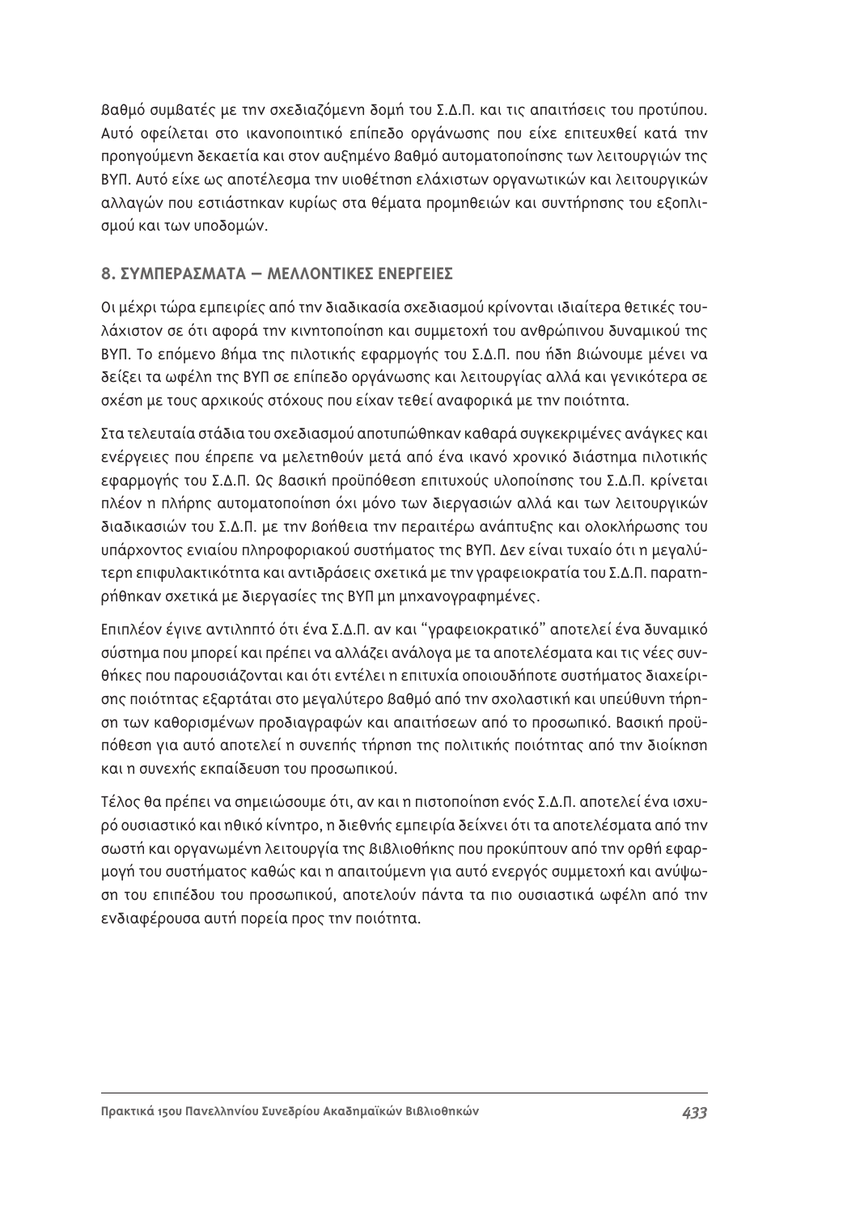βαθμό συμβατές με την σχεδιαζόμενη δομή του Σ.Δ.Π. και τις απαιτήσεις του προτύπου. Αυτό οφείλεται στο ικανοποιητικό επίπεδο οργάνωσης που είχε επιτευχθεί κατά την προηγούμενη δεκαετία και στον αυξημένο βαθμό αυτοματοποίησης των λειτουργιών της ΒΥΠ. Αυτό είχε ως αποτέλεσμα την υιοθέτηση ελάχιστων οργανωτικών και λειτουργικών αλλαγών που εστιάστηκαν κυρίως στα θέματα προμηθειών και συντήρησης του εξοπλισμού και των υποδομών.

## 8. ΣΥΜΠΕΡΑΣΜΑΤΑ – ΜΕΛΛΟΝΤΙΚΕΣ ΕΝΕΡΓΕΙΕΣ

Οι μέχρι τώρα εμπειρίες από την διαδικασία σχεδιασμού κρίνονται ιδιαίτερα θετικές τουλάχιστον σε ότι αφορά την κινητοποίηση και συμμετοχή του ανθρώπινου δυναμικού της ΒΥΠ. Το επόμενο βήμα της πιλοτικής εφαρμογής του Σ.Δ.Π. που ήδη βιώνουμε μένει να δείξει τα ωφέλη της ΒΥΠ σε επίπεδο οργάνωσης και λειτουργίας αλλά και γενικότερα σε σχέση με τους αρχικούς στόχους που είχαν τεθεί αναφορικά με την ποιότητα.

Στα τελευταία στάδια του σχεδιασμού αποτυπώθηκαν καθαρά συγκεκριμένες ανάγκες και ενέργειες που έπρεπε να μελετηθούν μετά από ένα ικανό χρονικό διάστημα πιλοτικής εφαρμογής του Σ.Δ.Π. Ως βασική προϋπόθεση επιτυχούς υλοποίησης του Σ.Δ.Π. κρίνεται πλέον η πλήρης αυτοματοποίηση όχι μόνο των διεργασιών αλλά και των λειτουργικών διαδικασιών του Σ.Δ.Π. με την βοήθεια την περαιτέρω ανάπτυξης και ολοκλήρωσης του υπάρχοντος ενιαίου πληροφοριακού συστήματος της ΒΥΠ. Δεν είναι τυχαίο ότι η μεγαλύτερη επιφυλακτικότητα και αντιδράσεις σχετικά με την γραφειοκρατία του Σ.Δ.Π. παρατηρήθηκαν σχετικά με διεργασίες της ΒΥΠ μη μηχανογραφημένες.

Επιπλέον έγινε αντιληπτό ότι ένα Σ.Δ.Π. αν και "γραφειοκρατικό" αποτελεί ένα δυναμικό σύστημα που μπορεί και πρέπει να αλλάζει ανάλογα με τα αποτελέσματα και τις νέες συνθήκες που παρουσιάζονται και ότι εντέλει η επιτυχία οποιουδήποτε συστήματος διαχείρισης ποιότητας εξαρτάται στο μεγαλύτερο βαθμό από την σχολαστική και υπεύθυνη τήρηση των καθορισμένων προδιαγραφών και απαιτήσεων από το προσωπικό. Βασική προϋπόθεση για αυτό αποτελεί η συνεπής τήρηση της πολιτικής ποιότητας από την διοίκηση και η συνεχής εκπαίδευση του προσωπικού.

Τέλος θα πρέπει να σημειώσουμε ότι, αν και η πιστοποίηση ενός Σ.Δ.Π. αποτελεί ένα ισχυρό ουσιαστικό και ηθικό κίνητρο, η διεθνής εμπειρία δείχνει ότι τα αποτελέσματα από την σωστή και οργανωμένη λειτουργία της βιβλιοθήκης που προκύπτουν από την ορθή εφαρμογή του συστήματος καθώς και η απαιτούμενη για αυτό ενεργός συμμετοχή και ανύψωση του επιπέδου του προσωπικού, αποτελούν πάντα τα πιο ουσιαστικά ωφέλη από την ενδιαφέρουσα αυτή πορεία προς την ποιότητα.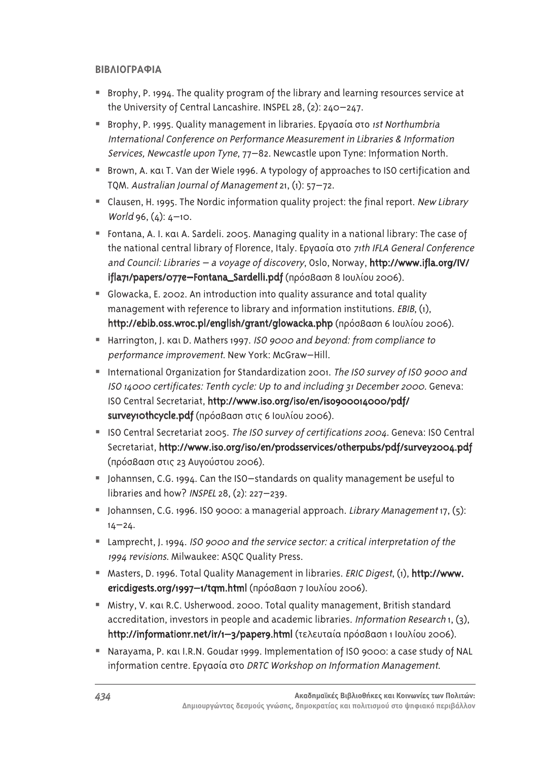## ΒΙΒΛΙΟΓΡΑΦΙΑ

- Brophy, P. 1994. The quality program of the library and learning resources service at the University of Central Lancashire. INSPEL 28, (2): 240–247.
- Brophy, P. 1995. Quality management in libraries. Εργασία στο *1st Northumbria International Conference on Performance Measurement in Libraries & Information Services, Newcastle upon Tyne*, 77–82. Newcastle upon Tyne: Information North.
- Brown, A. και T. Van der Wiele 1996. A typology of approaches to ISO certification and TQM. *Australian Journal of Management* 21, (1): 57–72.
- Clausen, H. 1995. The Nordic information quality project: the final report. *New Library World* 96, (4): 4–10.
- Fontana, A. I. και A. Sardeli. 2005. Managing quality in a national library: The case of the national central library of Florence, Italy. Εργασία στο *71th IFLA General Conference and Council: Libraries – a voyage of discovery*, Oslo, Norway, **http://www.ifla.org/IV/ifla71/papers/077e–Fontana_Sardelli.pdf** (πρόσβαση 8 Ιουλίου 2006).
- Glowacka, E. 2002. An introduction into quality assurance and total quality management with reference to library and information institutions. *EBIB*, (1), **http://ebib.oss.wroc.pl/english/grant/glowacka.php** (πρόσβαση 6 Ιουλίου 2006).
- Harrington, J. και D. Mathers 1997. *ISO 9000 and beyond: from compliance to performance improvement*. New York: McGraw–Hill.
- International Organization for Standardization 2001. *The ISO survey of ISO 9000 and ISO 14000 certificates: Tenth cycle: Up to and including 31 December 2000*. Geneva: ISO Central Secretariat, **http://www.iso.org/iso/en/iso900014000/pdf/survey10thcycle.pdf** (πρόσβαση στις 6 Ιουλίου 2006).
- ISO Central Secretariat 2005. *The ISO survey of certifications 2004*. Geneva: ISO Central Secretariat, **http://www.iso.org/iso/en/prodsservices/otherpubs/pdf/survey2004.pdf** (πρόσβαση στις 23 Αυγούστου 2006).
- Johannsen, C.G. 1994. Can the ISO–standards on quality management be useful to libraries and how? *INSPEL* 28, (2): 227–239.
- Johannsen, C.G. 1996. ISO 9000: a managerial approach. *Library Management* 17, (5): 14–24.
- Lamprecht, J. 1994. *ISO 9000 and the service sector: a critical interpretation of the 1994 revisions*. Milwaukee: ASQC Quality Press.
- Masters, D. 1996. Total Quality Management in libraries. *ERIC Digest*, (1), **http://www.ericdigests.org/1997–1/tqm.html** (πρόσβαση 7 Ιουλίου 2006).
- Mistry, V. και R.C. Usherwood. 2000. Total quality management, British standard accreditation, investors in people and academic libraries. *Information Research* 1, (3), **http://informationr.net/ir/1–3/paper9.html** (τελευταία πρόσβαση 1 Ιουλίου 2006).
- Narayama, P. και I.R.N. Goudar 1999. Implementation of ISO 9000: a case study of NAL information centre. Εργασία στο *DRTC Workshop on Information Management*.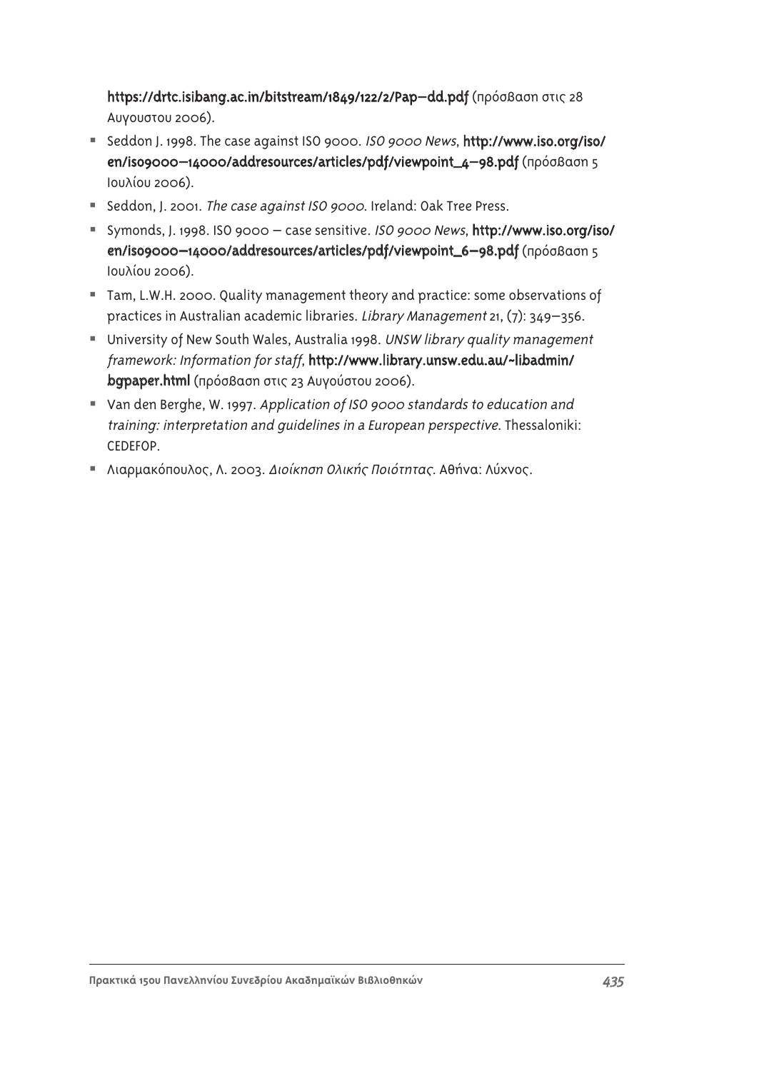https://drtc.isibang.ac.in/bitstream/1849/122/2/Pap–dd.pdf (πρόσβαση στις 28 Αυγουστου 2006).

- Seddon J. 1998. The case against ISO 9000. *ISO 9000 News*, http://www.iso.org/iso/en/iso9000–14000/addresources/articles/pdf/viewpoint_4–98.pdf (πρόσβαση 5 Ιουλίου 2006).
- Seddon, J. 2001. *The case against ISO 9000*. Ireland: Oak Tree Press.
- Symonds, J. 1998. ISO 9000 – case sensitive. *ISO 9000 News*, http://www.iso.org/iso/en/iso9000–14000/addresources/articles/pdf/viewpoint_6–98.pdf (πρόσβαση 5 Ιουλίου 2006).
- Tam, L.W.H. 2000. Quality management theory and practice: some observations of practices in Australian academic libraries. *Library Management* 21, (7): 349–356.
- University of New South Wales, Australia 1998. *UNSW library quality management framework: Information for staff*, http://www.library.unsw.edu.au/~libadmin/bgpaper.html (πρόσβαση στις 23 Αυγούστου 2006).
- Van den Berghe, W. 1997. *Application of ISO 9000 standards to education and training: interpretation and guidelines in a European perspective*. Thessaloniki: CEDEFOP.
- Λιαρμακόπουλος, Λ. 2003. *Διοίκηση Ολικής Ποιότητας*. Αθήνα: Λύχνος.